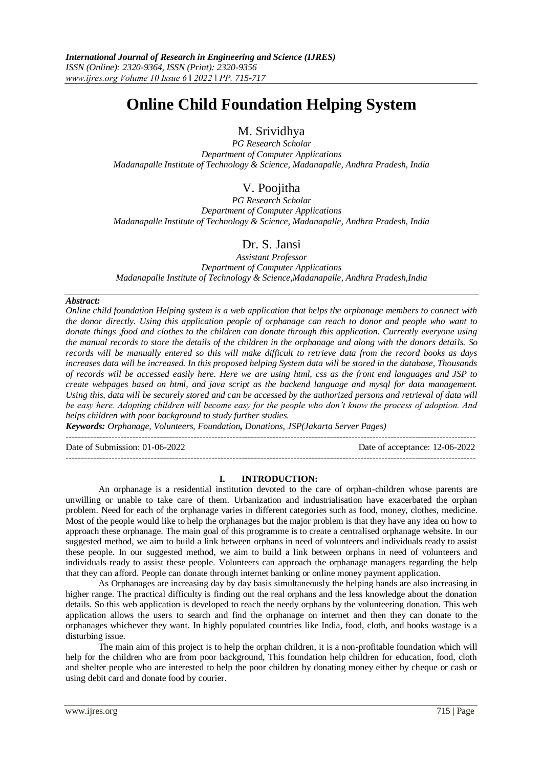# Online Child Foundation Helping System

## M. Srividhya

*PG Research Scholar*
*Department of Computer Applications*
*Madanapalle Institute of Technology & Science, Madanapalle, Andhra Pradesh, India*

## V. Poojitha

*PG Research Scholar*
*Department of Computer Applications*
*Madanapalle Institute of Technology & Science, Madanapalle, Andhra Pradesh, India*

## Dr. S. Jansi

*Assistant Professor*
*Department of Computer Applications*
*Madanapalle Institute of Technology & Science,Madanapalle, Andhra Pradesh,India*

***Abstract:***
*Online child foundation Helping system is a web application that helps the orphanage members to connect with the donor directly. Using this application people of orphanage can reach to donor and people who want to donate things ,food and clothes to the children can donate through this application. Currently everyone using the manual records to store the details of the children in the orphanage and along with the donors details. So records will be manually entered so this will make difficult to retrieve data from the record books as days increases data will be increased. In this proposed helping System data will be stored in the database, Thousands of records will be accessed easily here. Here we are using html, css as the front end languages and JSP to create webpages based on html, and java script as the backend language and mysql for data management. Using this, data will be securely stored and can be accessed by the authorized persons and retrieval of data will be easy here. Adopting children will become easy for the people who don't know the process of adoption. And helps children with poor background to study further studies.*

***Keywords:** Orphanage, Volunteers, Foundation**,** Donations, JSP(Jakarta Server Pages)*

---

Date of Submission: 01-06-2022 Date of acceptance: 12-06-2022

---

## I. INTRODUCTION:

An orphanage is a residential institution devoted to the care of orphan-children whose parents are unwilling or unable to take care of them. Urbanization and industrialisation have exacerbated the orphan problem. Need for each of the orphanage varies in different categories such as food, money, clothes, medicine. Most of the people would like to help the orphanages but the major problem is that they have any idea on how to approach these orphanage. The main goal of this programme is to create a centralised orphanage website. In our suggested method, we aim to build a link between orphans in need of volunteers and individuals ready to assist these people. In our suggested method, we aim to build a link between orphans in need of volunteers and individuals ready to assist these people. Volunteers can approach the orphanage managers regarding the help that they can afford. People can donate through internet banking or online money payment application.

As Orphanages are increasing day by day basis simultaneously the helping hands are also increasing in higher range. The practical difficulty is finding out the real orphans and the less knowledge about the donation details. So this web application is developed to reach the needy orphans by the volunteering donation. This web application allows the users to search and find the orphanage on internet and then they can donate to the orphanages whichever they want. In highly populated countries like India, food, cloth, and books wastage is a disturbing issue.

The main aim of this project is to help the orphan children, it is a non-profitable foundation which will help for the children who are from poor background, This foundation help children for education, food, cloth and shelter people who are interested to help the poor children by donating money either by cheque or cash or using debit card and donate food by courier.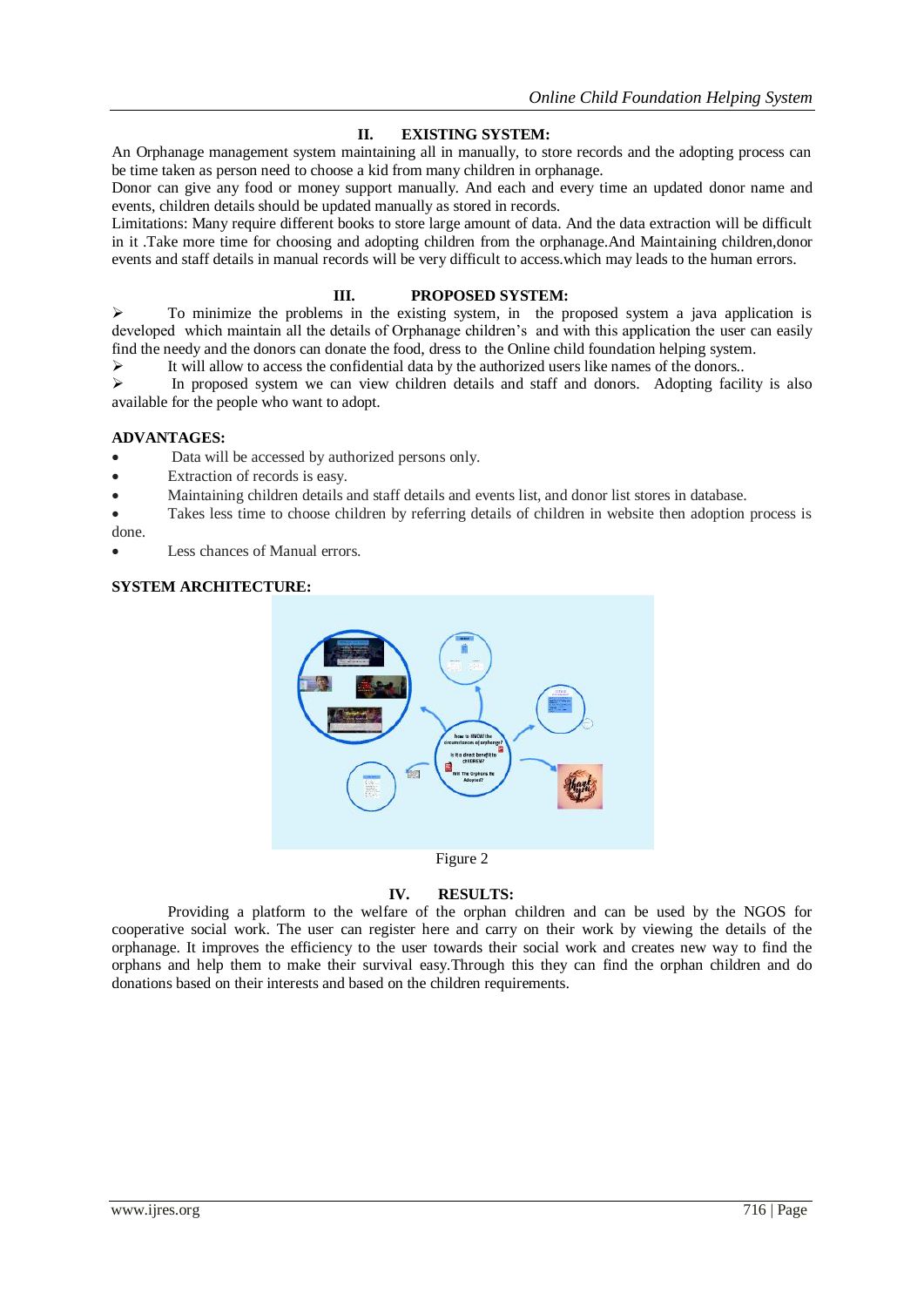## II. EXISTING SYSTEM:

An Orphanage management system maintaining all in manually, to store records and the adopting process can be time taken as person need to choose a kid from many children in orphanage.

Donor can give any food or money support manually. And each and every time an updated donor name and events, children details should be updated manually as stored in records.

Limitations: Many require different books to store large amount of data. And the data extraction will be difficult in it .Take more time for choosing and adopting children from the orphanage.And Maintaining children,donor events and staff details in manual records will be very difficult to access.which may leads to the human errors.

## III. PROPOSED SYSTEM:

- To minimize the problems in the existing system, in the proposed system a java application is developed which maintain all the details of Orphanage children's and with this application the user can easily find the needy and the donors can donate the food, dress to the Online child foundation helping system.
- It will allow to access the confidential data by the authorized users like names of the donors..
- In proposed system we can view children details and staff and donors. Adopting facility is also available for the people who want to adopt.

**ADVANTAGES:**

- Data will be accessed by authorized persons only.
- Extraction of records is easy.
- Maintaining children details and staff details and events list, and donor list stores in database.
- Takes less time to choose children by referring details of children in website then adoption process is done.
- Less chances of Manual errors.

**SYSTEM ARCHITECTURE:**

Figure 2

## IV. RESULTS:

Providing a platform to the welfare of the orphan children and can be used by the NGOS for cooperative social work. The user can register here and carry on their work by viewing the details of the orphanage. It improves the efficiency to the user towards their social work and creates new way to find the orphans and help them to make their survival easy.Through this they can find the orphan children and do donations based on their interests and based on the children requirements.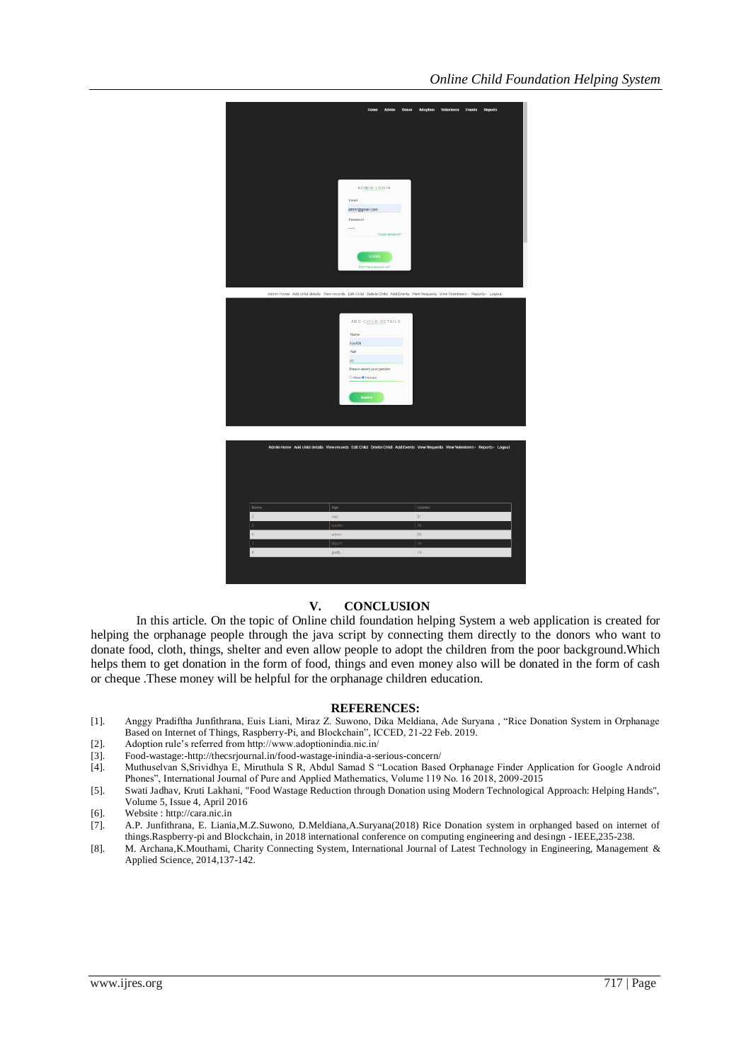## V. CONCLUSION

In this article. On the topic of Online child foundation helping System a web application is created for helping the orphanage people through the java script by connecting them directly to the donors who want to donate food, cloth, things, shelter and even allow people to adopt the children from the poor background.Which helps them to get donation in the form of food, things and even money also will be donated in the form of cash or cheque .These money will be helpful for the orphanage children education.

## REFERENCES:

[1]. Anggy Pradiftha Junfithrana, Euis Liani, Miraz Z. Suwono, Dika Meldiana, Ade Suryana , "Rice Donation System in Orphanage Based on Internet of Things, Raspberry-Pi, and Blockchain", ICCED, 21-22 Feb. 2019.

[2]. Adoption rule's referred from http://www.adoptionindia.nic.in/

[3]. Food-wastage:-http://thecsrjournal.in/food-wastage-inindia-a-serious-concern/

[4]. Muthuselvan S,Srividhya E, Miruthula S R, Abdul Samad S "Location Based Orphanage Finder Application for Google Android Phones", International Journal of Pure and Applied Mathematics, Volume 119 No. 16 2018, 2009-2015

[5]. Swati Jadhav, Kruti Lakhani, "Food Wastage Reduction through Donation using Modern Technological Approach: Helping Hands", Volume 5, Issue 4, April 2016

[6]. Website : http://cara.nic.in

[7]. A.P. Junfithrana, E. Liania,M.Z.Suwono, D.Meldiana,A.Suryana(2018) Rice Donation system in orphanged based on internet of things.Raspberry-pi and Blockchain, in 2018 international conference on computing engineering and desingn - IEEE,235-238.

[8]. M. Archana,K.Mouthami, Charity Connecting System, International Journal of Latest Technology in Engineering, Management & Applied Science, 2014,137-142.